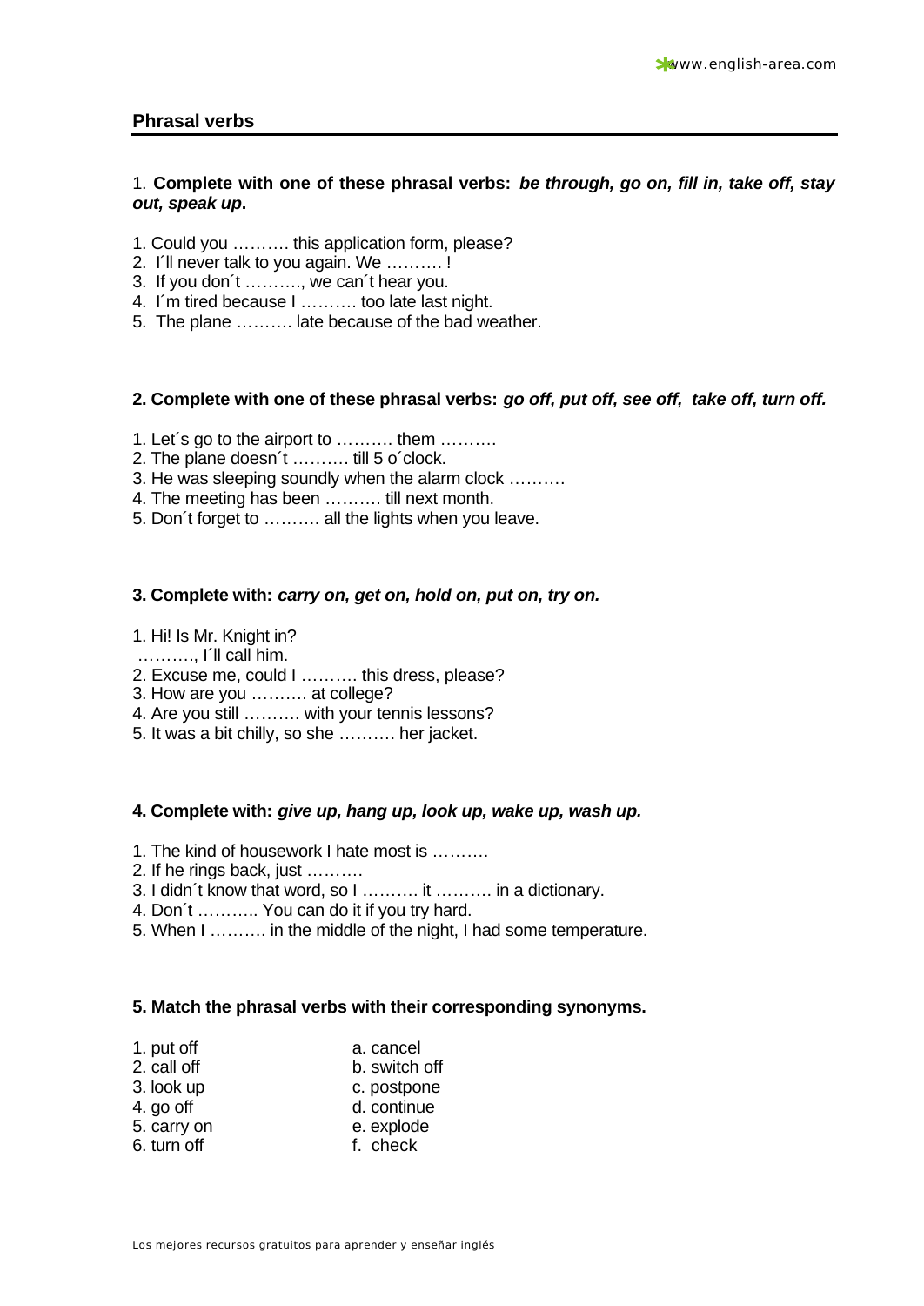## Phrasal verbs

1. **Complete with one of these phrasal verbs: *be through, go on, fill in, take off, stay out, speak up*.**

1. Could you ………. this application form, please?
2. I´ll never talk to you again. We ………. !
3. If you don´t ………., we can´t hear you.
4. I´m tired because I ………. too late last night.
5. The plane ………. late because of the bad weather.

**2. Complete with one of these phrasal verbs: *go off, put off, see off, take off, turn off.***

1. Let´s go to the airport to ………. them ……….
2. The plane doesn´t ………. till 5 o´clock.
3. He was sleeping soundly when the alarm clock ……….
4. The meeting has been ………. till next month.
5. Don´t forget to ………. all the lights when you leave.

**3. Complete with: *carry on, get on, hold on, put on, try on.***

1. Hi! Is Mr. Knight in?
   ………., I´ll call him.
2. Excuse me, could I ………. this dress, please?
3. How are you ………. at college?
4. Are you still ………. with your tennis lessons?
5. It was a bit chilly, so she ………. her jacket.

**4. Complete with: *give up, hang up, look up, wake up, wash up.***

1. The kind of housework I hate most is ……….
2. If he rings back, just ……….
3. I didn´t know that word, so I ………. it ………. in a dictionary.
4. Don´t ……….. You can do it if you try hard.
5. When I ………. in the middle of the night, I had some temperature.

**5. Match the phrasal verbs with their corresponding synonyms.**

| | |
|---|---|
| 1. put off | a. cancel |
| 2. call off | b. switch off |
| 3. look up | c. postpone |
| 4. go off | d. continue |
| 5. carry on | e. explode |
| 6. turn off | f. check |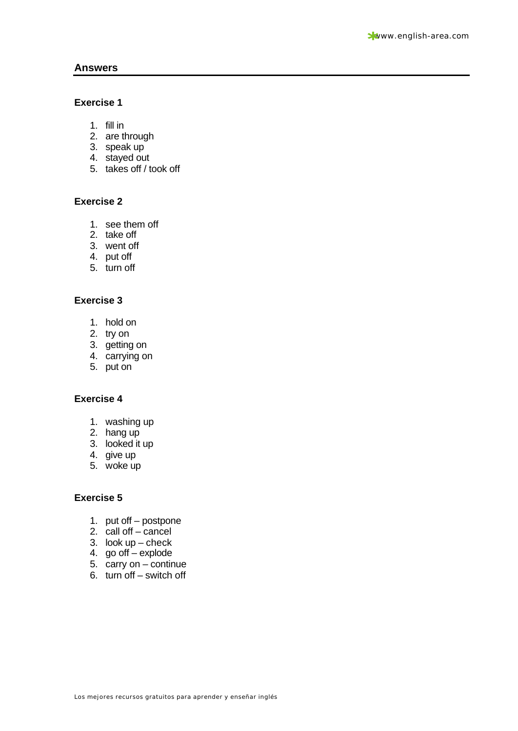## Answers

### Exercise 1

1. fill in
2. are through
3. speak up
4. stayed out
5. takes off / took off

### Exercise 2

1. see them off
2. take off
3. went off
4. put off
5. turn off

### Exercise 3

1. hold on
2. try on
3. getting on
4. carrying on
5. put on

### Exercise 4

1. washing up
2. hang up
3. looked it up
4. give up
5. woke up

### Exercise 5

1. put off – postpone
2. call off – cancel
3. look up – check
4. go off – explode
5. carry on – continue
6. turn off – switch off